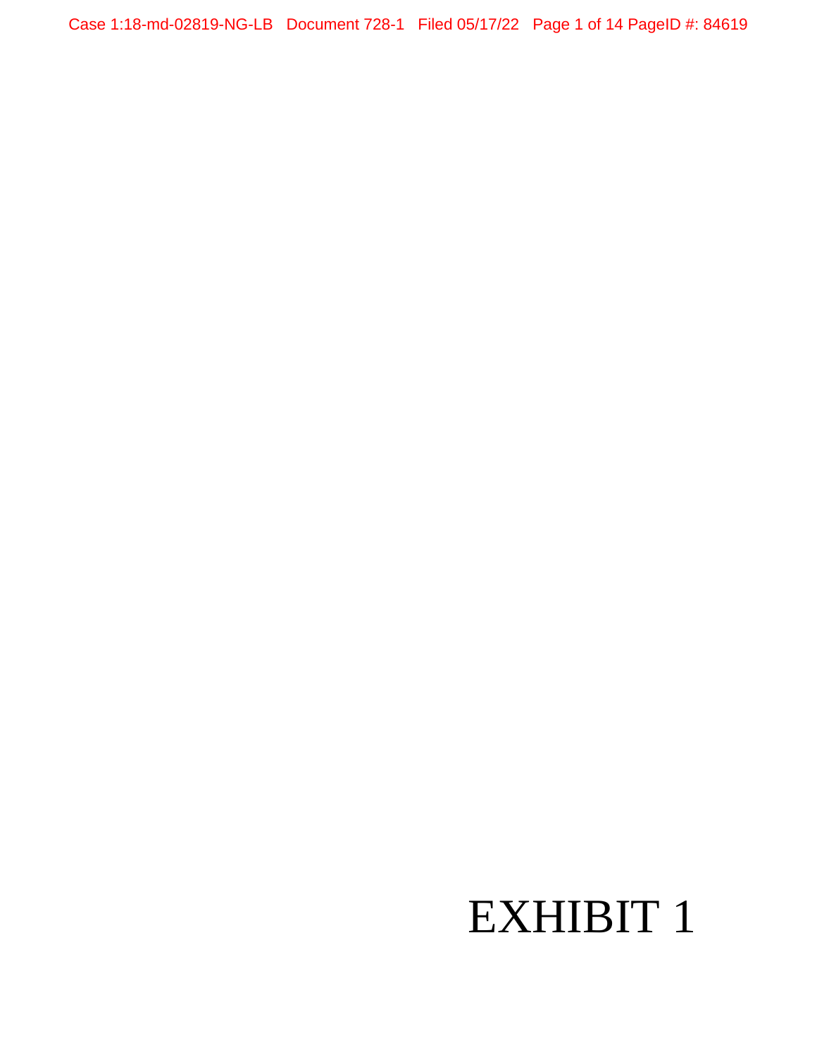# EXHIBIT 1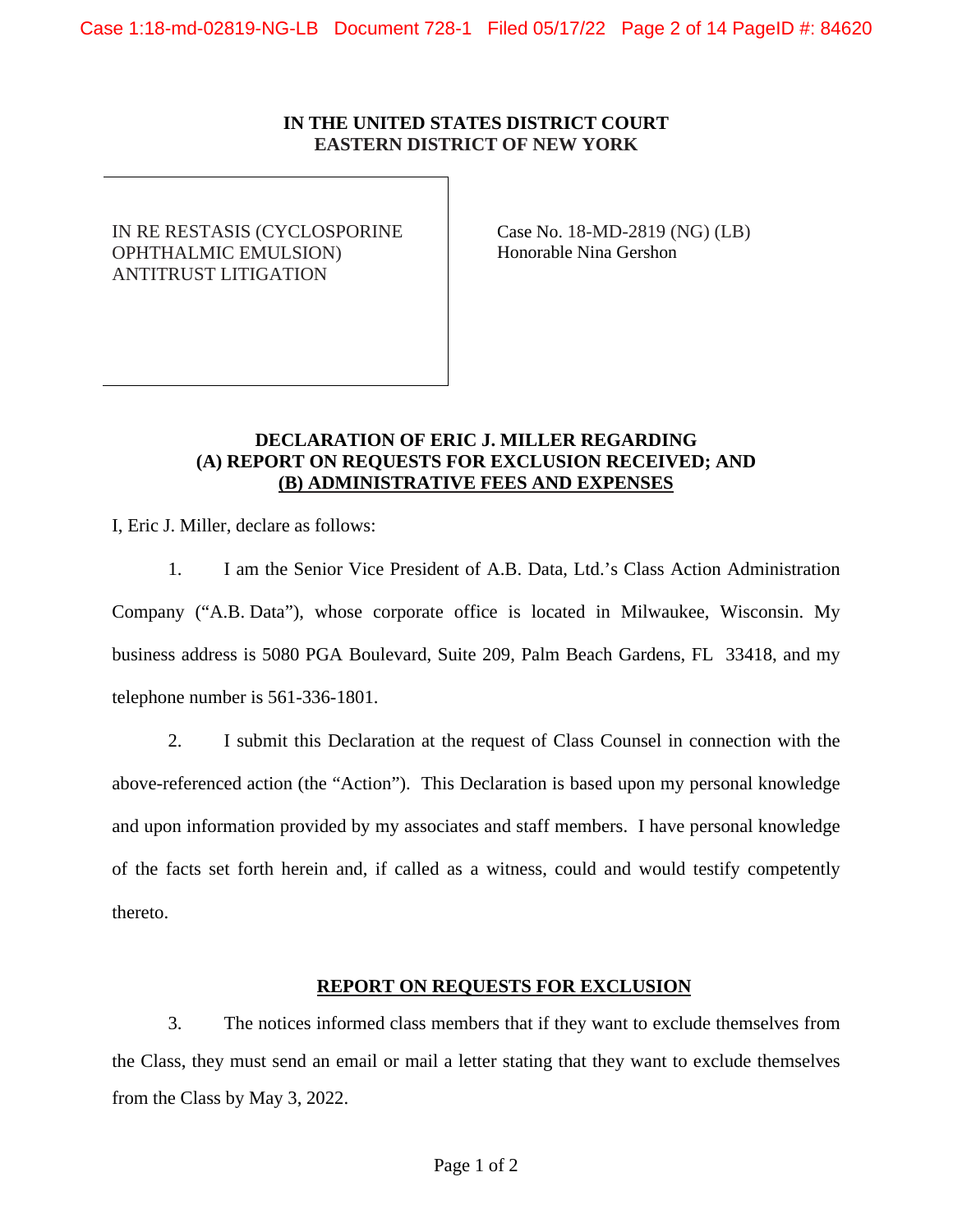**IN THE UNITED STATES DISTRICT COURT**
**EASTERN DISTRICT OF NEW YORK**

| | |
|---|---|
| IN RE RESTASIS (CYCLOSPORINE OPHTHALMIC EMULSION) ANTITRUST LITIGATION | Case No. 18-MD-2819 (NG) (LB)<br>Honorable Nina Gershon |

**DECLARATION OF ERIC J. MILLER REGARDING**
**(A) REPORT ON REQUESTS FOR EXCLUSION RECEIVED; AND**
**(B) ADMINISTRATIVE FEES AND EXPENSES**

I, Eric J. Miller, declare as follows:

1. I am the Senior Vice President of A.B. Data, Ltd.'s Class Action Administration Company ("A.B. Data"), whose corporate office is located in Milwaukee, Wisconsin. My business address is 5080 PGA Boulevard, Suite 209, Palm Beach Gardens, FL 33418, and my telephone number is 561-336-1801.

2. I submit this Declaration at the request of Class Counsel in connection with the above-referenced action (the "Action"). This Declaration is based upon my personal knowledge and upon information provided by my associates and staff members. I have personal knowledge of the facts set forth herein and, if called as a witness, could and would testify competently thereto.

## REPORT ON REQUESTS FOR EXCLUSION

3. The notices informed class members that if they want to exclude themselves from the Class, they must send an email or mail a letter stating that they want to exclude themselves from the Class by May 3, 2022.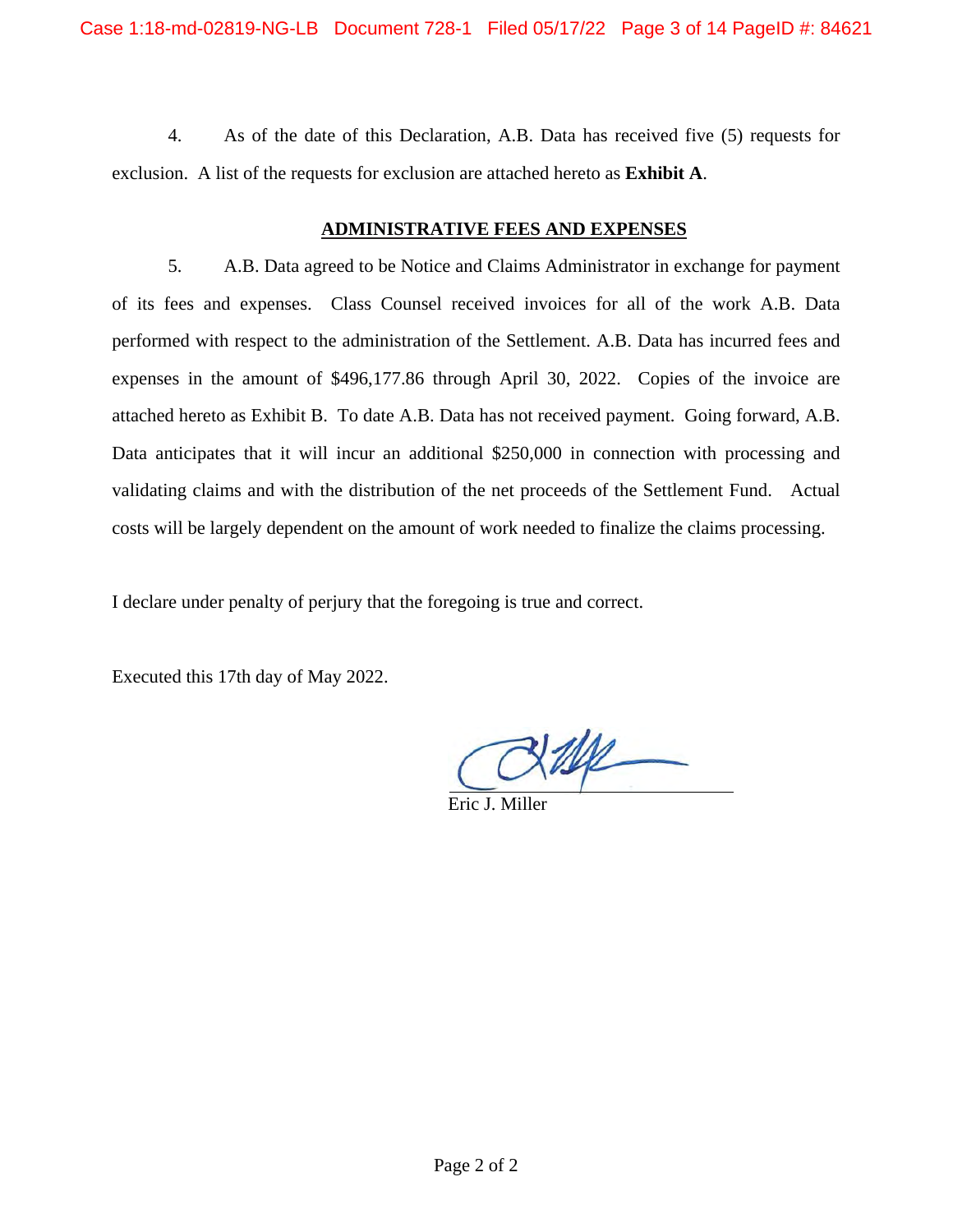4. As of the date of this Declaration, A.B. Data has received five (5) requests for exclusion. A list of the requests for exclusion are attached hereto as **Exhibit A**.

## ADMINISTRATIVE FEES AND EXPENSES

5. A.B. Data agreed to be Notice and Claims Administrator in exchange for payment of its fees and expenses. Class Counsel received invoices for all of the work A.B. Data performed with respect to the administration of the Settlement. A.B. Data has incurred fees and expenses in the amount of $496,177.86 through April 30, 2022. Copies of the invoice are attached hereto as Exhibit B. To date A.B. Data has not received payment. Going forward, A.B. Data anticipates that it will incur an additional $250,000 in connection with processing and validating claims and with the distribution of the net proceeds of the Settlement Fund. Actual costs will be largely dependent on the amount of work needed to finalize the claims processing.

I declare under penalty of perjury that the foregoing is true and correct.

Executed this 17th day of May 2022.

Eric J. Miller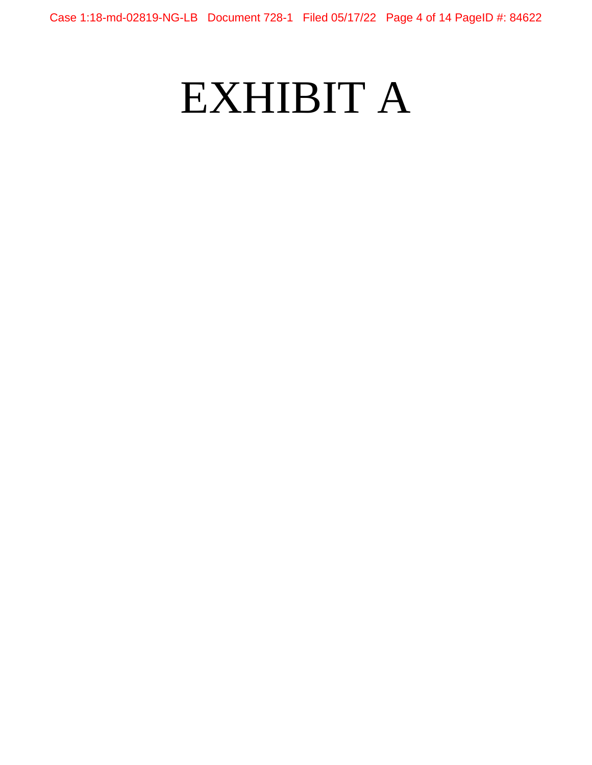# EXHIBIT A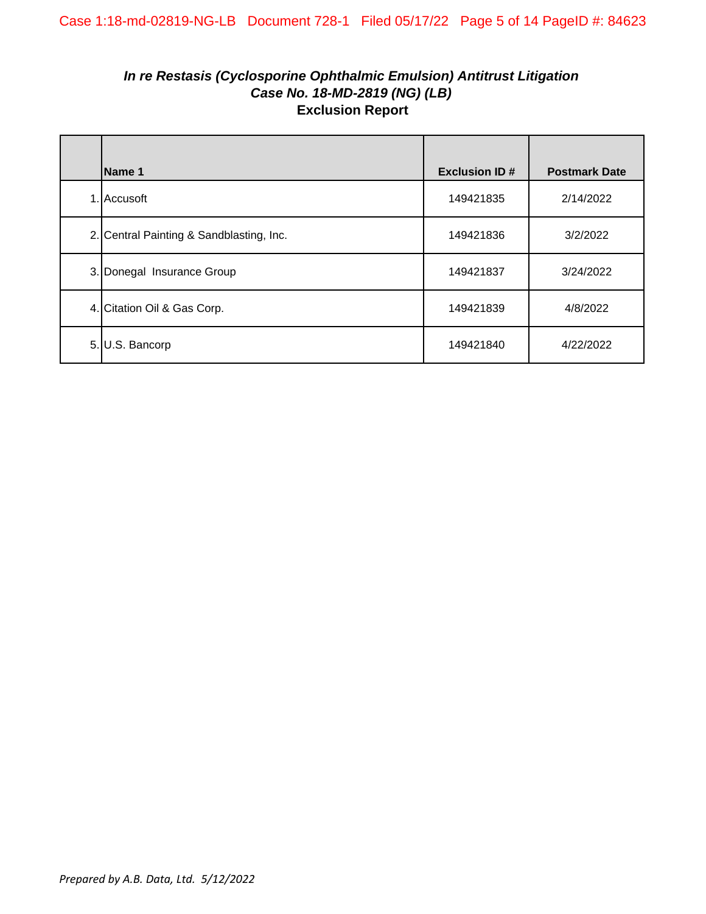***In re Restasis (Cyclosporine Ophthalmic Emulsion) Antitrust Litigation***
***Case No. 18-MD-2819 (NG) (LB)***
**Exclusion Report**

| | Name 1 | Exclusion ID # | Postmark Date |
|---|---|---|---|
| 1. | Accusoft | 149421835 | 2/14/2022 |
| 2. | Central Painting & Sandblasting, Inc. | 149421836 | 3/2/2022 |
| 3. | Donegal  Insurance Group | 149421837 | 3/24/2022 |
| 4. | Citation Oil & Gas Corp. | 149421839 | 4/8/2022 |
| 5. | U.S. Bancorp | 149421840 | 4/22/2022 |

*Prepared by A.B. Data, Ltd.  5/12/2022*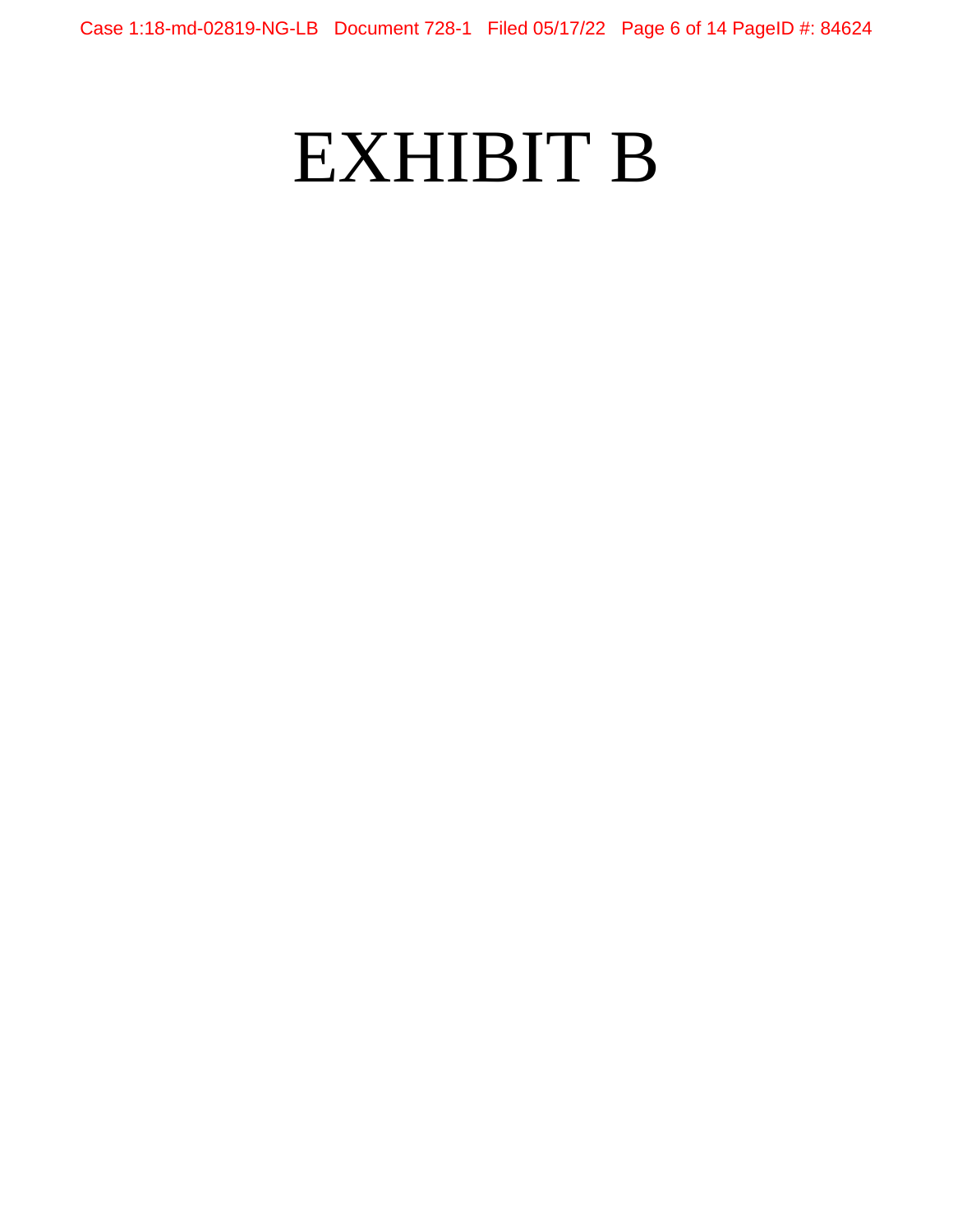# EXHIBIT B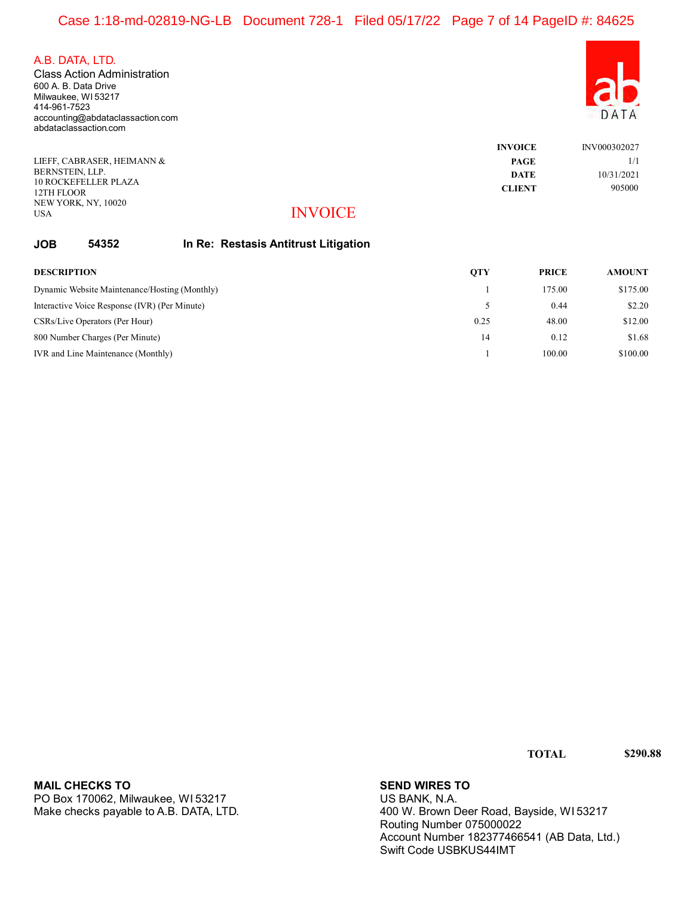A.B. DATA, LTD.
Class Action Administration
600 A. B. Data Drive
Milwaukee, WI 53217
414-961-7523
accounting@abdataclassaction.com
abdataclassaction.com

LIEFF, CABRASER, HEIMANN & BERNSTEIN, LLP.
10 ROCKEFELLER PLAZA
12TH FLOOR
NEW YORK, NY, 10020
USA

| | |
|---|---|
| **INVOICE** | INV000302027 |
| **PAGE** | 1/1 |
| **DATE** | 10/31/2021 |
| **CLIENT** | 905000 |

# INVOICE

**JOB 54352 In Re: Restasis Antitrust Litigation**

| DESCRIPTION | QTY | PRICE | AMOUNT |
|---|---|---|---|
| Dynamic Website Maintenance/Hosting (Monthly) | 1 | 175.00 | $175.00 |
| Interactive Voice Response (IVR) (Per Minute) | 5 | 0.44 | $2.20 |
| CSRs/Live Operators (Per Hour) | 0.25 | 48.00 | $12.00 |
| 800 Number Charges (Per Minute) | 14 | 0.12 | $1.68 |
| IVR and Line Maintenance (Monthly) | 1 | 100.00 | $100.00 |

**TOTAL $290.88**

**MAIL CHECKS TO**
PO Box 170062, Milwaukee, WI 53217
Make checks payable to A.B. DATA, LTD.

**SEND WIRES TO**
US BANK, N.A.
400 W. Brown Deer Road, Bayside, WI 53217
Routing Number 075000022
Account Number 182377466541 (AB Data, Ltd.)
Swift Code USBKUS44IMT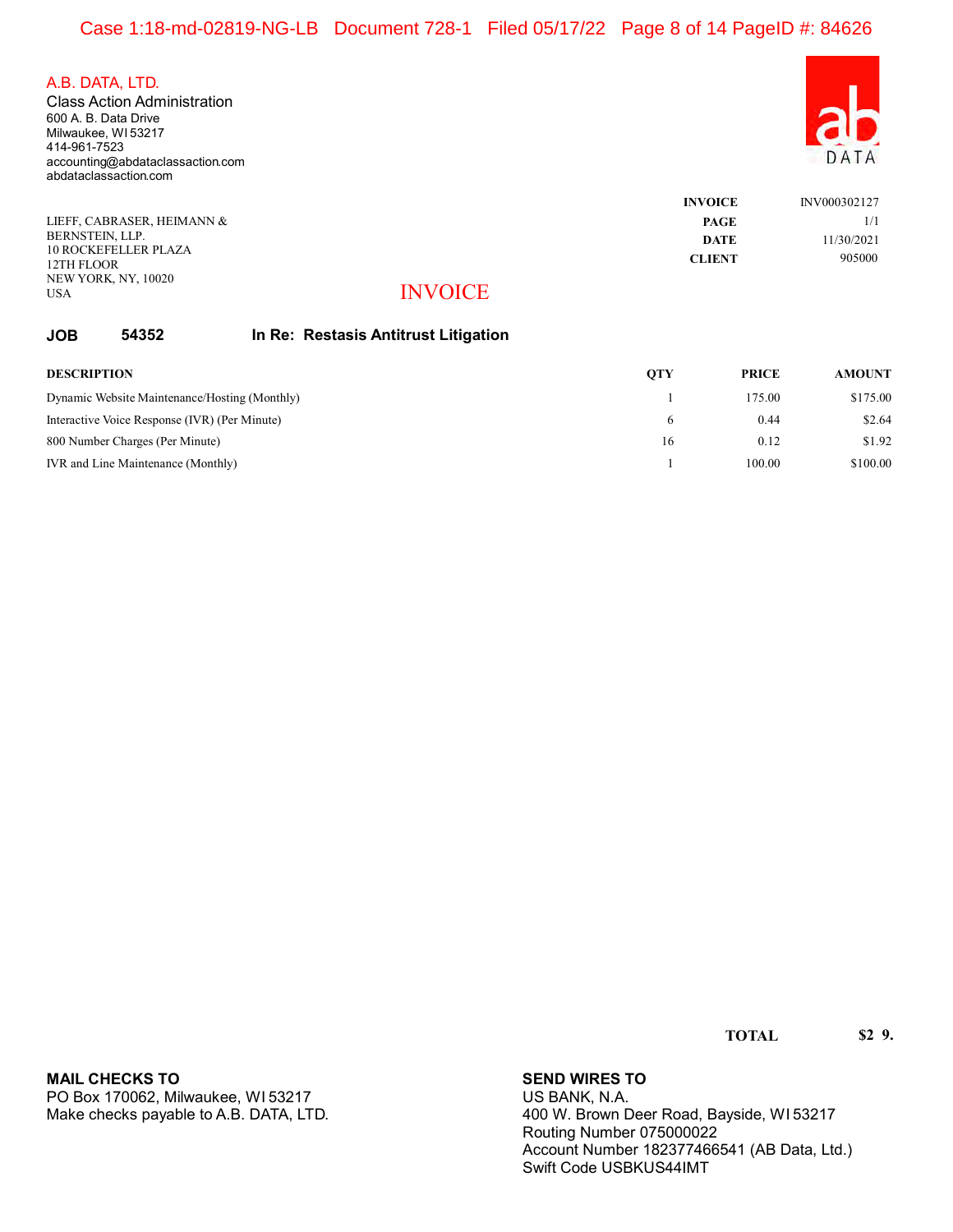A.B. DATA, LTD.
Class Action Administration
600 A. B. Data Drive
Milwaukee, WI 53217
414-961-7523
accounting@abdataclassaction.com
abdataclassaction.com

LIEFF, CABRASER, HEIMANN &
BERNSTEIN, LLP.
10 ROCKEFELLER PLAZA
12TH FLOOR
NEW YORK, NY, 10020
USA

| | |
|---|---|
| **INVOICE** | INV000302127 |
| **PAGE** | 1/1 |
| **DATE** | 11/30/2021 |
| **CLIENT** | 905000 |

# INVOICE

**JOB 54352 In Re: Restasis Antitrust Litigation**

| DESCRIPTION | QTY | PRICE | AMOUNT |
|---|---|---|---|
| Dynamic Website Maintenance/Hosting (Monthly) | 1 | 175.00 | $175.00 |
| Interactive Voice Response (IVR) (Per Minute) | 6 | 0.44 | $2.64 |
| 800 Number Charges (Per Minute) | 16 | 0.12 | $1.92 |
| IVR and Line Maintenance (Monthly) | 1 | 100.00 | $100.00 |

**TOTAL** $2 9.

**MAIL CHECKS TO**
PO Box 170062, Milwaukee, WI 53217
Make checks payable to A.B. DATA, LTD.

**SEND WIRES TO**
US BANK, N.A.
400 W. Brown Deer Road, Bayside, WI 53217
Routing Number 075000022
Account Number 182377466541 (AB Data, Ltd.)
Swift Code USBKUS44IMT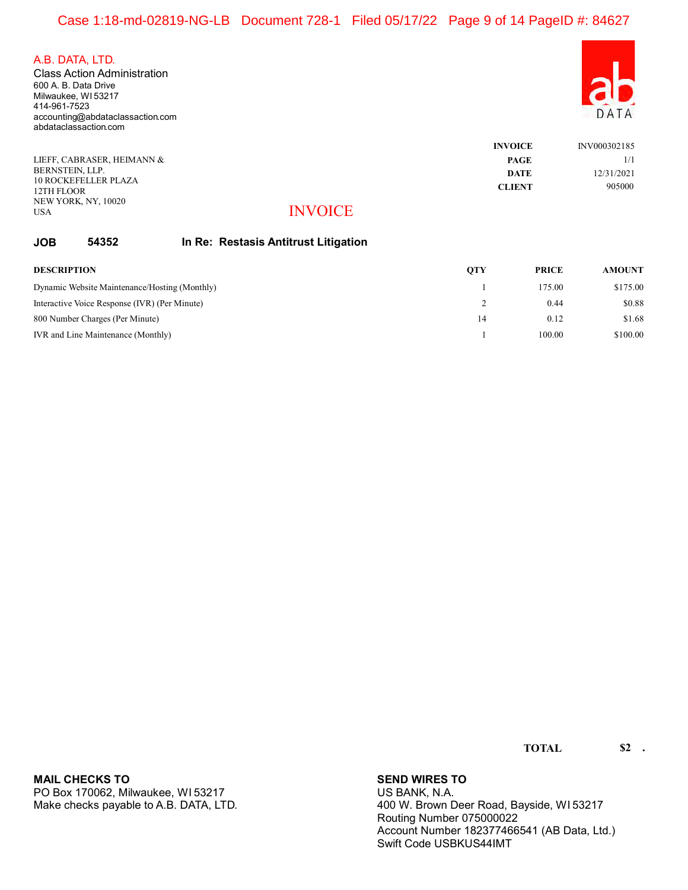A.B. DATA, LTD.
Class Action Administration
600 A. B. Data Drive
Milwaukee, WI 53217
414-961-7523
accounting@abdataclassaction.com
abdataclassaction.com

| | |
|---|---|
| **INVOICE** | INV000302185 |
| **PAGE** | 1/1 |
| **DATE** | 12/31/2021 |
| **CLIENT** | 905000 |

LIEFF, CABRASER, HEIMANN &
BERNSTEIN, LLP.
10 ROCKEFELLER PLAZA
12TH FLOOR
NEW YORK, NY, 10020
USA

# INVOICE

**JOB 54352 In Re: Restasis Antitrust Litigation**

| DESCRIPTION | QTY | PRICE | AMOUNT |
|---|---|---|---|
| Dynamic Website Maintenance/Hosting (Monthly) | 1 | 175.00 | $175.00 |
| Interactive Voice Response (IVR) (Per Minute) | 2 | 0.44 | $0.88 |
| 800 Number Charges (Per Minute) | 14 | 0.12 | $1.68 |
| IVR and Line Maintenance (Monthly) | 1 | 100.00 | $100.00 |

**TOTAL** **$2 .**

**MAIL CHECKS TO**
PO Box 170062, Milwaukee, WI 53217
Make checks payable to A.B. DATA, LTD.

**SEND WIRES TO**
US BANK, N.A.
400 W. Brown Deer Road, Bayside, WI 53217
Routing Number 075000022
Account Number 182377466541 (AB Data, Ltd.)
Swift Code USBKUS44IMT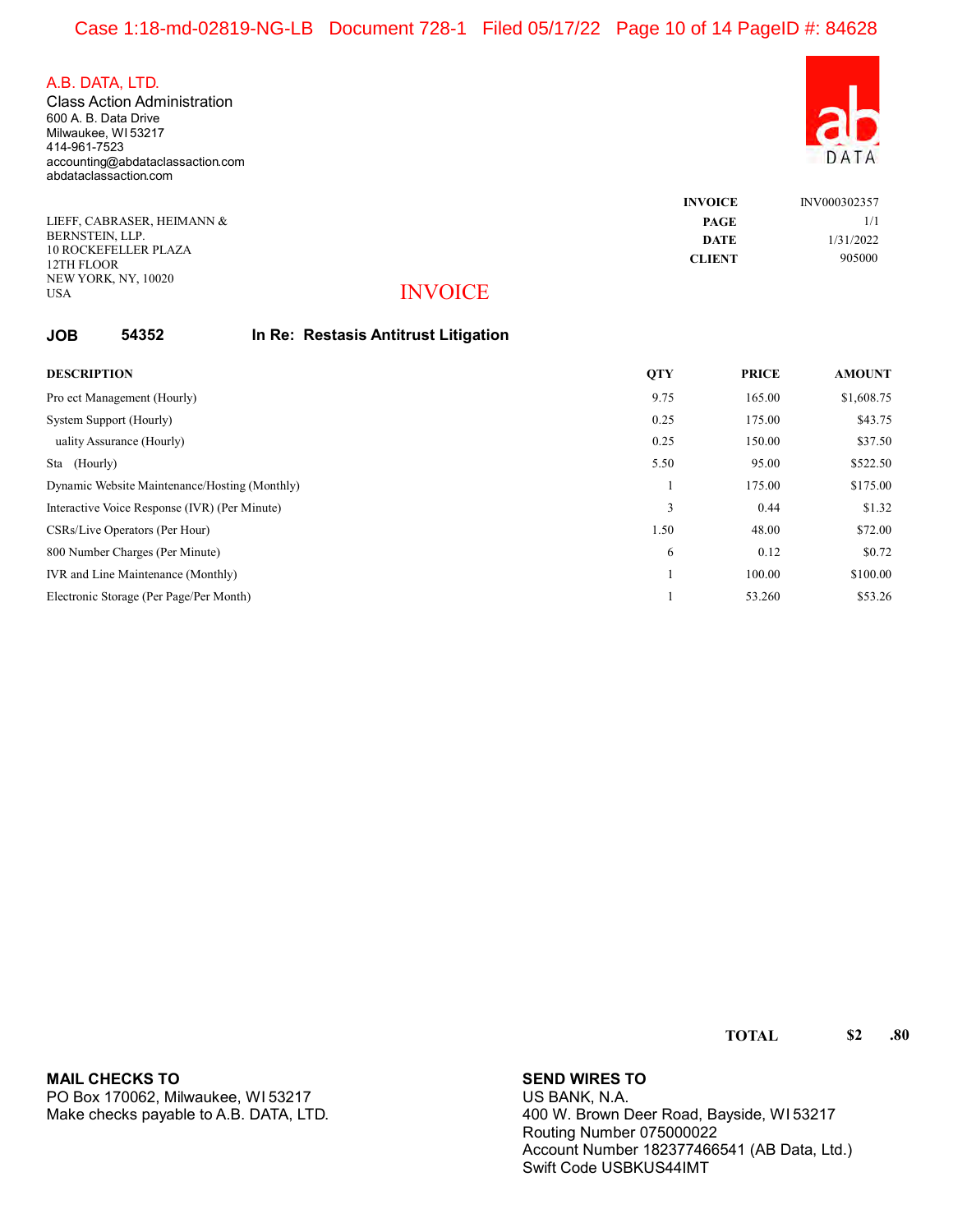A.B. DATA, LTD.
Class Action Administration
600 A. B. Data Drive
Milwaukee, WI 53217
414-961-7523
accounting@abdataclassaction.com
abdataclassaction.com

LIEFF, CABRASER, HEIMANN &
BERNSTEIN, LLP.
10 ROCKEFELLER PLAZA
12TH FLOOR
NEW YORK, NY, 10020
USA

| | |
|---|---|
| **INVOICE** | INV000302357 |
| **PAGE** | 1/1 |
| **DATE** | 1/31/2022 |
| **CLIENT** | 905000 |

# INVOICE

**JOB 54352 In Re: Restasis Antitrust Litigation**

| DESCRIPTION | QTY | PRICE | AMOUNT |
|---|---|---|---|
| Pro ect Management (Hourly) | 9.75 | 165.00 | $1,608.75 |
| System Support (Hourly) | 0.25 | 175.00 | $43.75 |
| uality Assurance (Hourly) | 0.25 | 150.00 | $37.50 |
| Sta (Hourly) | 5.50 | 95.00 | $522.50 |
| Dynamic Website Maintenance/Hosting (Monthly) | 1 | 175.00 | $175.00 |
| Interactive Voice Response (IVR) (Per Minute) | 3 | 0.44 | $1.32 |
| CSRs/Live Operators (Per Hour) | 1.50 | 48.00 | $72.00 |
| 800 Number Charges (Per Minute) | 6 | 0.12 | $0.72 |
| IVR and Line Maintenance (Monthly) | 1 | 100.00 | $100.00 |
| Electronic Storage (Per Page/Per Month) | 1 | 53.260 | $53.26 |

**TOTAL $2 .80**

**MAIL CHECKS TO**
PO Box 170062, Milwaukee, WI 53217
Make checks payable to A.B. DATA, LTD.

**SEND WIRES TO**
US BANK, N.A.
400 W. Brown Deer Road, Bayside, WI 53217
Routing Number 075000022
Account Number 182377466541 (AB Data, Ltd.)
Swift Code USBKUS44IMT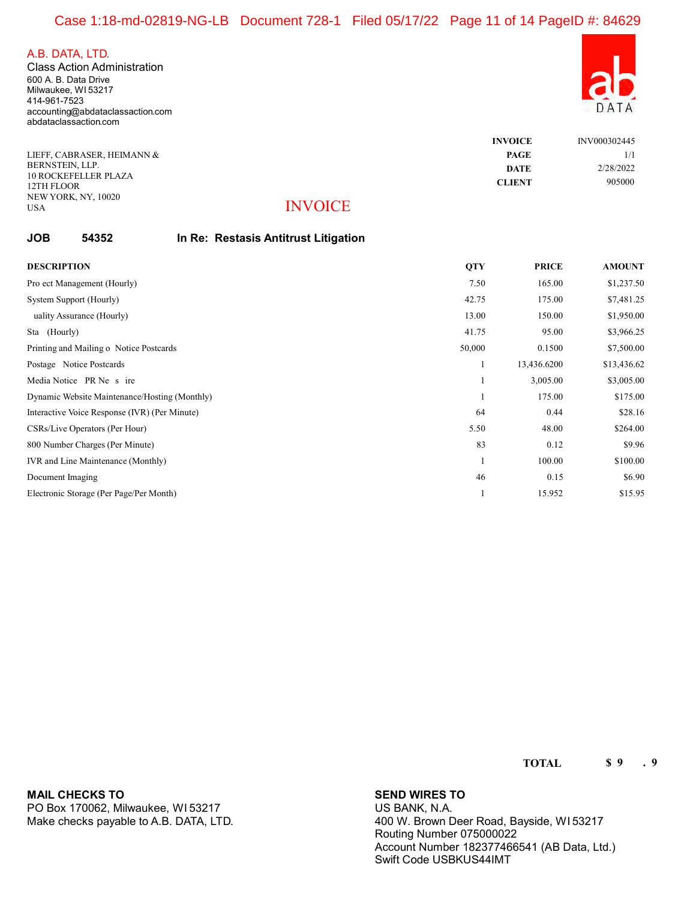**A.B. DATA, LTD.**
Class Action Administration
600 A. B. Data Drive
Milwaukee, WI 53217
414-961-7523
accounting@abdataclassaction.com
abdataclassaction.com

ab DATA

| | |
|---|---|
| **INVOICE** | INV000302445 |
| **PAGE** | 1/1 |
| **DATE** | 2/28/2022 |
| **CLIENT** | 905000 |

LIEFF, CABRASER, HEIMANN &
BERNSTEIN, LLP.
10 ROCKEFELLER PLAZA
12TH FLOOR
NEW YORK, NY, 10020
USA

# INVOICE

**JOB 54352 In Re: Restasis Antitrust Litigation**

| DESCRIPTION | QTY | PRICE | AMOUNT |
|---|---|---|---|
| Pro ect Management (Hourly) | 7.50 | 165.00 | $1,237.50 |
| System Support (Hourly) | 42.75 | 175.00 | $7,481.25 |
| uality Assurance (Hourly) | 13.00 | 150.00 | $1,950.00 |
| Sta (Hourly) | 41.75 | 95.00 | $3,966.25 |
| Printing and Mailing o Notice Postcards | 50,000 | 0.1500 | $7,500.00 |
| Postage Notice Postcards | 1 | 13,436.6200 | $13,436.62 |
| Media Notice PR Ne s ire | 1 | 3,005.00 | $3,005.00 |
| Dynamic Website Maintenance/Hosting (Monthly) | 1 | 175.00 | $175.00 |
| Interactive Voice Response (IVR) (Per Minute) | 64 | 0.44 | $28.16 |
| CSRs/Live Operators (Per Hour) | 5.50 | 48.00 | $264.00 |
| 800 Number Charges (Per Minute) | 83 | 0.12 | $9.96 |
| IVR and Line Maintenance (Monthly) | 1 | 100.00 | $100.00 |
| Document Imaging | 46 | 0.15 | $6.90 |
| Electronic Storage (Per Page/Per Month) | 1 | 15.952 | $15.95 |

**TOTAL** $ 9 . 9

**MAIL CHECKS TO**
PO Box 170062, Milwaukee, WI 53217
Make checks payable to A.B. DATA, LTD.

**SEND WIRES TO**
US BANK, N.A.
400 W. Brown Deer Road, Bayside, WI 53217
Routing Number 075000022
Account Number 182377466541 (AB Data, Ltd.)
Swift Code USBKUS44IMT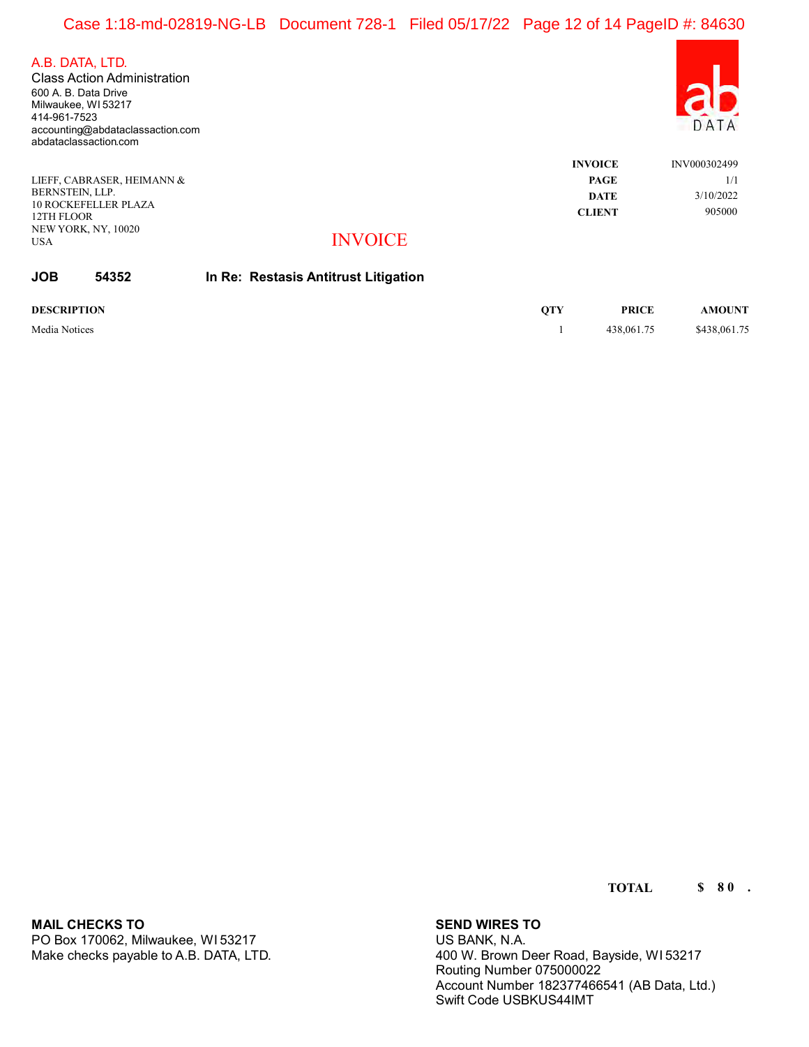A.B. DATA, LTD.
Class Action Administration
600 A. B. Data Drive
Milwaukee, WI 53217
414-961-7523
accounting@abdataclassaction.com
abdataclassaction.com

ab DATA

| | |
|---|---|
| **INVOICE** | INV000302499 |
| **PAGE** | 1/1 |
| **DATE** | 3/10/2022 |
| **CLIENT** | 905000 |

LIEFF, CABRASER, HEIMANN &
BERNSTEIN, LLP.
10 ROCKEFELLER PLAZA
12TH FLOOR
NEW YORK, NY, 10020
USA

# INVOICE

**JOB 54352 In Re: Restasis Antitrust Litigation**

| DESCRIPTION | QTY | PRICE | AMOUNT |
|---|---|---|---|
| Media Notices | 1 | 438,061.75 | $438,061.75 |

**TOTAL $ 80 .**

**MAIL CHECKS TO**
PO Box 170062, Milwaukee, WI 53217
Make checks payable to A.B. DATA, LTD.

**SEND WIRES TO**
US BANK, N.A.
400 W. Brown Deer Road, Bayside, WI 53217
Routing Number 075000022
Account Number 182377466541 (AB Data, Ltd.)
Swift Code USBKUS44IMT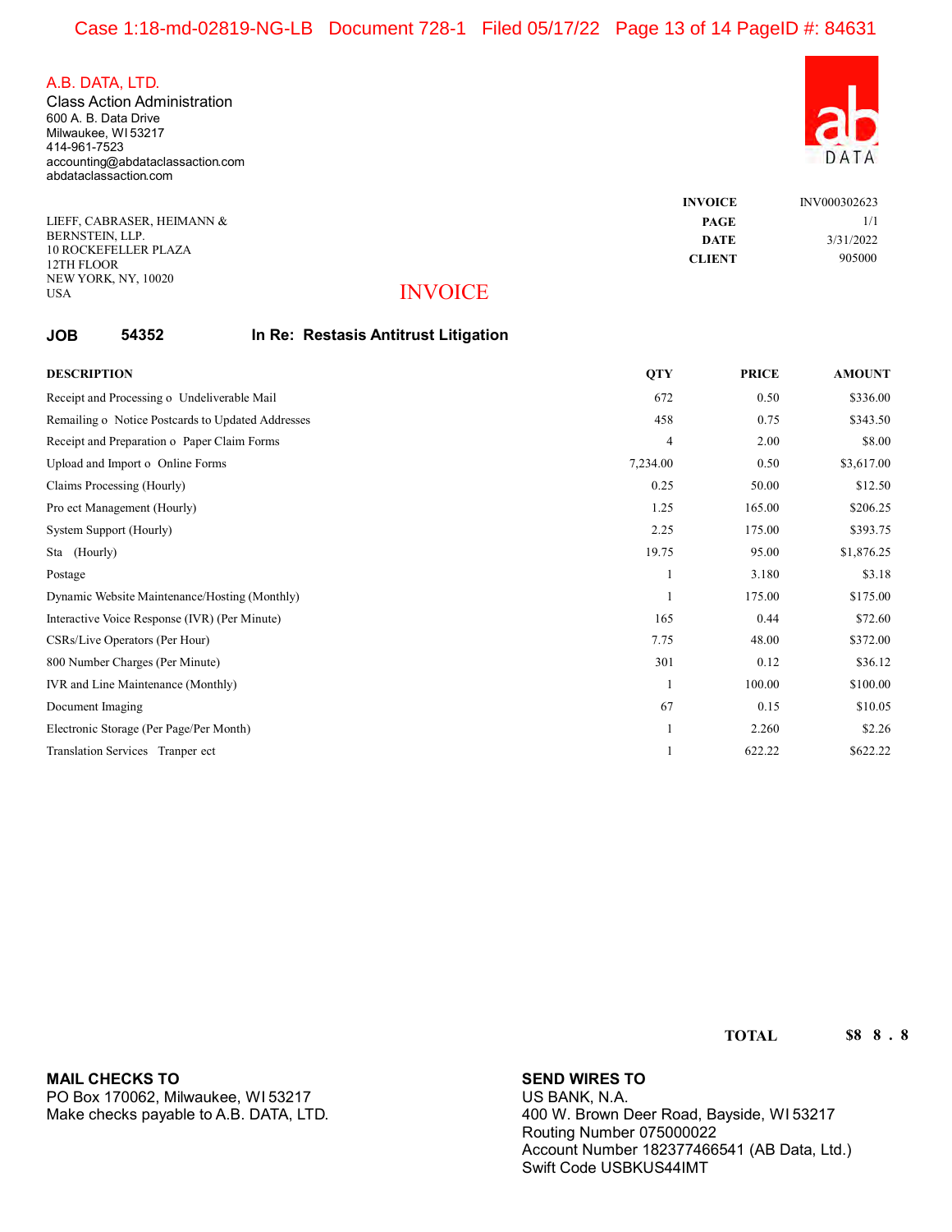A.B. DATA, LTD.
Class Action Administration
600 A. B. Data Drive
Milwaukee, WI 53217
414-961-7523
accounting@abdataclassaction.com
abdataclassaction.com

ab DATA

LIEFF, CABRASER, HEIMANN &
BERNSTEIN, LLP.
10 ROCKEFELLER PLAZA
12TH FLOOR
NEW YORK, NY, 10020
USA

| | |
|---|---|
| **INVOICE** | INV000302623 |
| **PAGE** | 1/1 |
| **DATE** | 3/31/2022 |
| **CLIENT** | 905000 |

# INVOICE

**JOB 54352 In Re: Restasis Antitrust Litigation**

| DESCRIPTION | QTY | PRICE | AMOUNT |
|---|---|---|---|
| Receipt and Processing o Undeliverable Mail | 672 | 0.50 | $336.00 |
| Remailing o Notice Postcards to Updated Addresses | 458 | 0.75 | $343.50 |
| Receipt and Preparation o Paper Claim Forms | 4 | 2.00 | $8.00 |
| Upload and Import o Online Forms | 7,234.00 | 0.50 | $3,617.00 |
| Claims Processing (Hourly) | 0.25 | 50.00 | $12.50 |
| Pro ect Management (Hourly) | 1.25 | 165.00 | $206.25 |
| System Support (Hourly) | 2.25 | 175.00 | $393.75 |
| Sta (Hourly) | 19.75 | 95.00 | $1,876.25 |
| Postage | 1 | 3.180 | $3.18 |
| Dynamic Website Maintenance/Hosting (Monthly) | 1 | 175.00 | $175.00 |
| Interactive Voice Response (IVR) (Per Minute) | 165 | 0.44 | $72.60 |
| CSRs/Live Operators (Per Hour) | 7.75 | 48.00 | $372.00 |
| 800 Number Charges (Per Minute) | 301 | 0.12 | $36.12 |
| IVR and Line Maintenance (Monthly) | 1 | 100.00 | $100.00 |
| Document Imaging | 67 | 0.15 | $10.05 |
| Electronic Storage (Per Page/Per Month) | 1 | 2.260 | $2.26 |
| Translation Services Tranper ect | 1 | 622.22 | $622.22 |

**TOTAL $8 8 . 8**

**MAIL CHECKS TO**
PO Box 170062, Milwaukee, WI 53217
Make checks payable to A.B. DATA, LTD.

**SEND WIRES TO**
US BANK, N.A.
400 W. Brown Deer Road, Bayside, WI 53217
Routing Number 075000022
Account Number 182377466541 (AB Data, Ltd.)
Swift Code USBKUS44IMT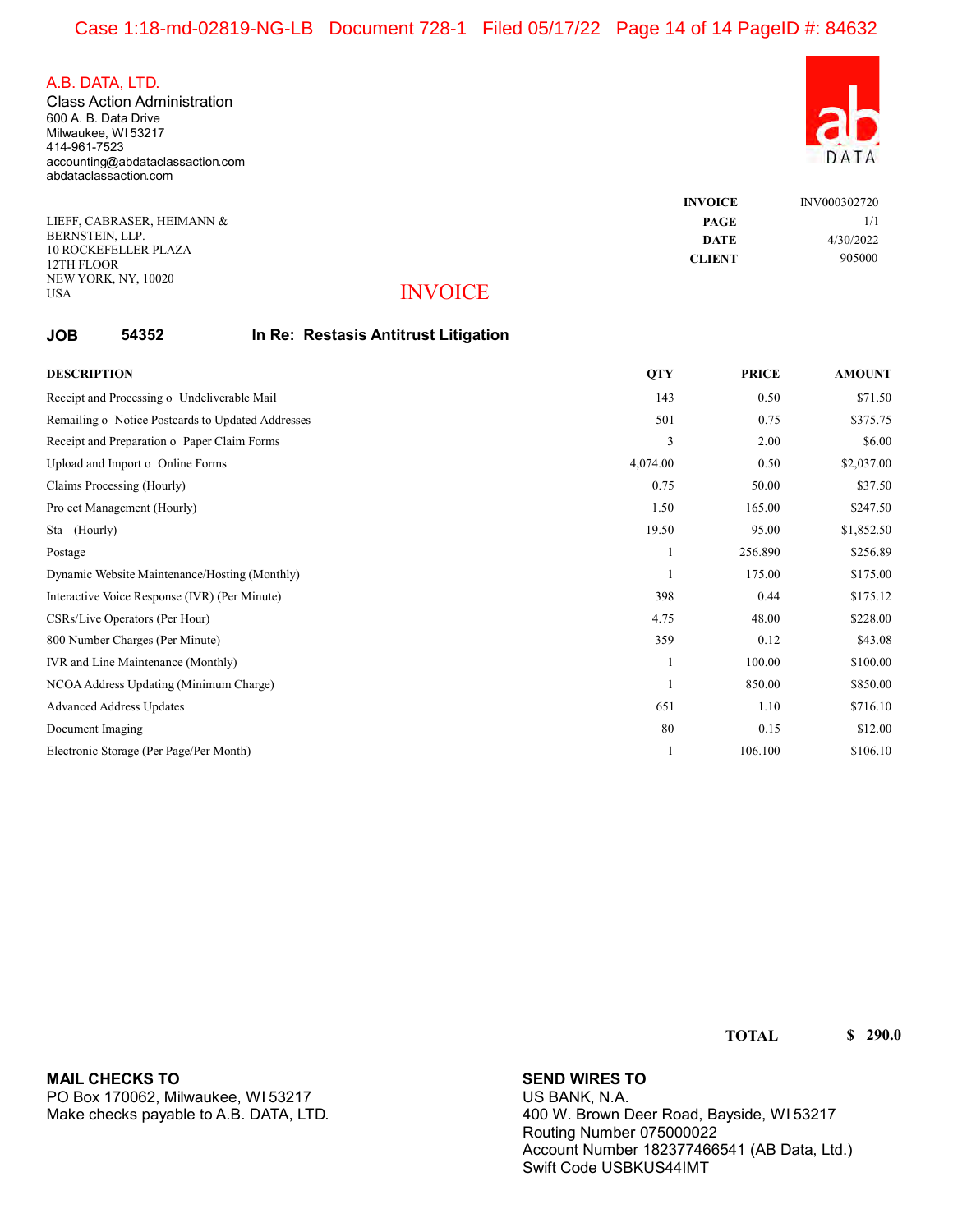A.B. DATA, LTD.
Class Action Administration
600 A. B. Data Drive
Milwaukee, WI 53217
414-961-7523
accounting@abdataclassaction.com
abdataclassaction.com

ab DATA

| | |
|---|---|
| INVOICE | INV000302720 |
| PAGE | 1/1 |
| DATE | 4/30/2022 |
| CLIENT | 905000 |

LIEFF, CABRASER, HEIMANN &
BERNSTEIN, LLP.
10 ROCKEFELLER PLAZA
12TH FLOOR
NEW YORK, NY, 10020
USA

# INVOICE

**JOB 54352 In Re: Restasis Antitrust Litigation**

| DESCRIPTION | QTY | PRICE | AMOUNT |
|---|---|---|---|
| Receipt and Processing o Undeliverable Mail | 143 | 0.50 | $71.50 |
| Remailing o Notice Postcards to Updated Addresses | 501 | 0.75 | $375.75 |
| Receipt and Preparation o Paper Claim Forms | 3 | 2.00 | $6.00 |
| Upload and Import o Online Forms | 4,074.00 | 0.50 | $2,037.00 |
| Claims Processing (Hourly) | 0.75 | 50.00 | $37.50 |
| Pro ect Management (Hourly) | 1.50 | 165.00 | $247.50 |
| Sta (Hourly) | 19.50 | 95.00 | $1,852.50 |
| Postage | 1 | 256.890 | $256.89 |
| Dynamic Website Maintenance/Hosting (Monthly) | 1 | 175.00 | $175.00 |
| Interactive Voice Response (IVR) (Per Minute) | 398 | 0.44 | $175.12 |
| CSRs/Live Operators (Per Hour) | 4.75 | 48.00 | $228.00 |
| 800 Number Charges (Per Minute) | 359 | 0.12 | $43.08 |
| IVR and Line Maintenance (Monthly) | 1 | 100.00 | $100.00 |
| NCOA Address Updating (Minimum Charge) | 1 | 850.00 | $850.00 |
| Advanced Address Updates | 651 | 1.10 | $716.10 |
| Document Imaging | 80 | 0.15 | $12.00 |
| Electronic Storage (Per Page/Per Month) | 1 | 106.100 | $106.10 |

**TOTAL $ 290.0**

**MAIL CHECKS TO**
PO Box 170062, Milwaukee, WI 53217
Make checks payable to A.B. DATA, LTD.

**SEND WIRES TO**
US BANK, N.A.
400 W. Brown Deer Road, Bayside, WI 53217
Routing Number 075000022
Account Number 182377466541 (AB Data, Ltd.)
Swift Code USBKUS44IMT